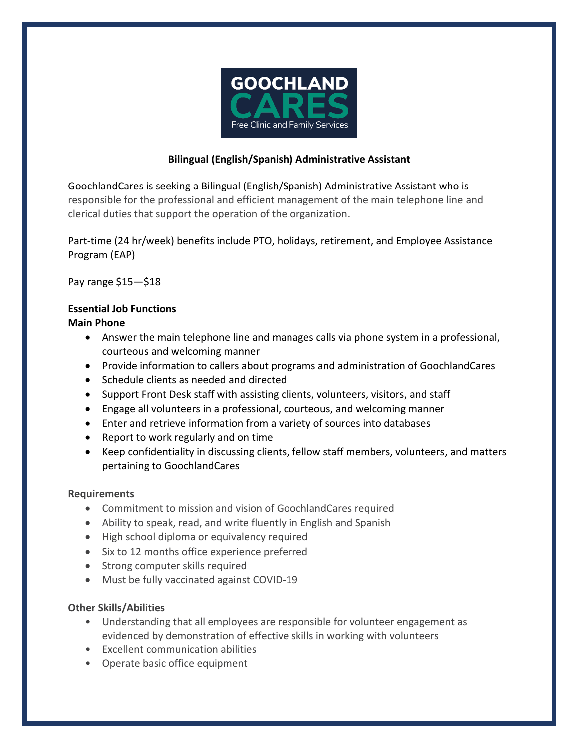GOOCHLAND CARES

Free Clinic and Family Services

# Bilingual (English/Spanish) Administrative Assistant

GoochlandCares is seeking a Bilingual (English/Spanish) Administrative Assistant who is responsible for the professional and efficient management of the main telephone line and clerical duties that support the operation of the organization.

Part-time (24 hr/week) benefits include PTO, holidays, retirement, and Employee Assistance Program (EAP)

Pay range $15—$18

## Essential Job Functions

### Main Phone

- Answer the main telephone line and manages calls via phone system in a professional, courteous and welcoming manner
- Provide information to callers about programs and administration of GoochlandCares
- Schedule clients as needed and directed
- Support Front Desk staff with assisting clients, volunteers, visitors, and staff
- Engage all volunteers in a professional, courteous, and welcoming manner
- Enter and retrieve information from a variety of sources into databases
- Report to work regularly and on time
- Keep confidentiality in discussing clients, fellow staff members, volunteers, and matters pertaining to GoochlandCares

## Requirements

- Commitment to mission and vision of GoochlandCares required
- Ability to speak, read, and write fluently in English and Spanish
- High school diploma or equivalency required
- Six to 12 months office experience preferred
- Strong computer skills required
- Must be fully vaccinated against COVID-19

## Other Skills/Abilities

- Understanding that all employees are responsible for volunteer engagement as evidenced by demonstration of effective skills in working with volunteers
- Excellent communication abilities
- Operate basic office equipment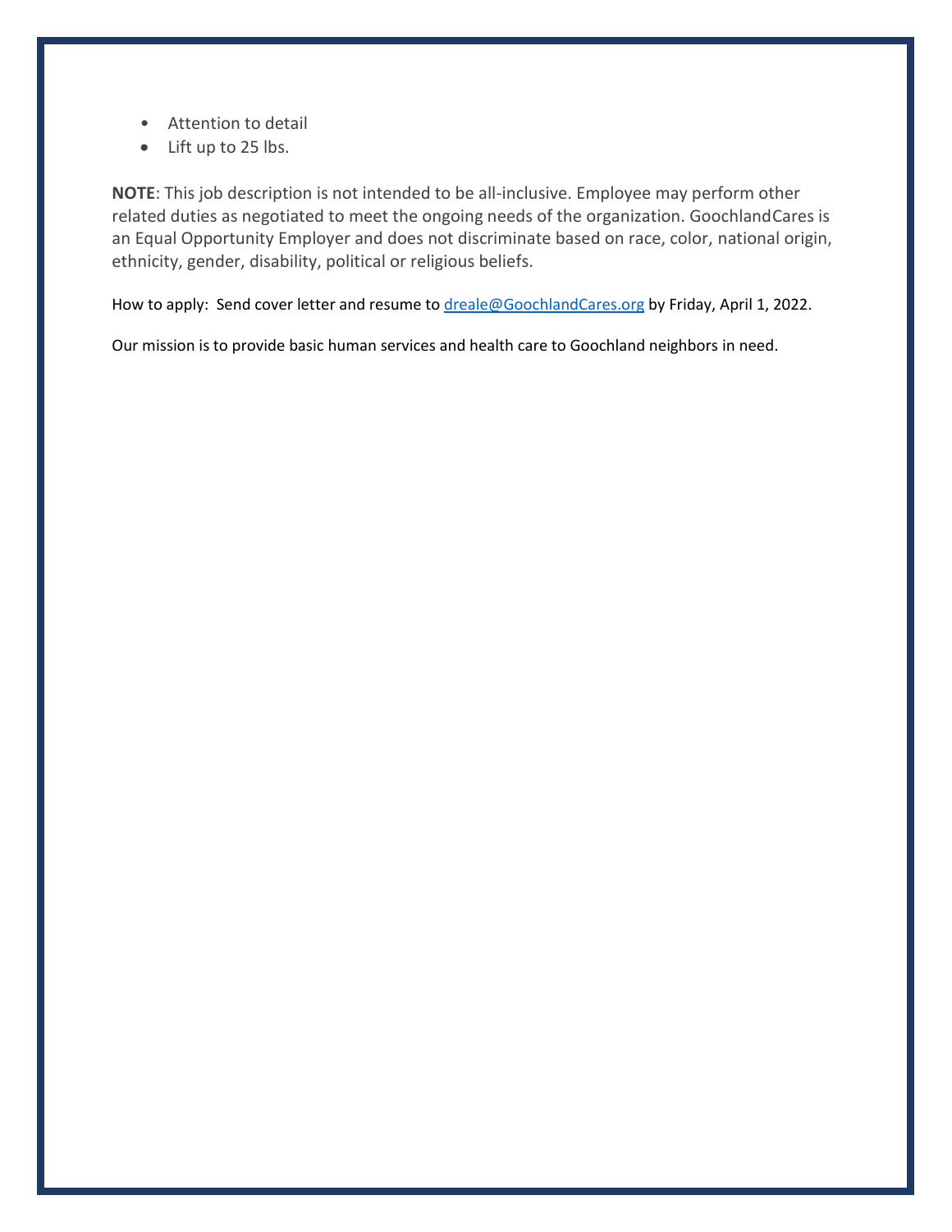- Attention to detail
- Lift up to 25 lbs.

**NOTE**: This job description is not intended to be all-inclusive. Employee may perform other related duties as negotiated to meet the ongoing needs of the organization. GoochlandCares is an Equal Opportunity Employer and does not discriminate based on race, color, national origin, ethnicity, gender, disability, political or religious beliefs.

How to apply: Send cover letter and resume to dreale@GoochlandCares.org by Friday, April 1, 2022.

Our mission is to provide basic human services and health care to Goochland neighbors in need.